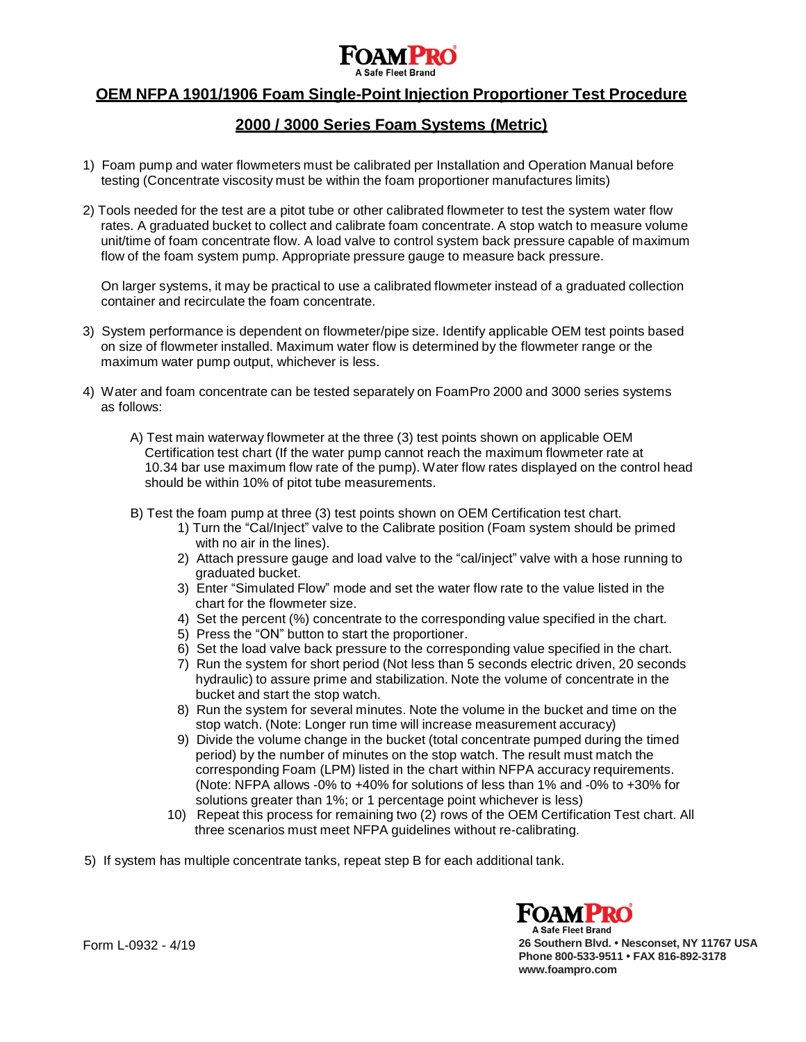FOAMPRO
A Safe Fleet Brand

# OEM NFPA 1901/1906 Foam Single-Point Injection Proportioner Test Procedure

## 2000 / 3000 Series Foam Systems (Metric)

1) Foam pump and water flowmeters must be calibrated per Installation and Operation Manual before testing (Concentrate viscosity must be within the foam proportioner manufactures limits)

2) Tools needed for the test are a pitot tube or other calibrated flowmeter to test the system water flow rates. A graduated bucket to collect and calibrate foam concentrate. A stop watch to measure volume unit/time of foam concentrate flow. A load valve to control system back pressure capable of maximum flow of the foam system pump. Appropriate pressure gauge to measure back pressure.

   On larger systems, it may be practical to use a calibrated flowmeter instead of a graduated collection container and recirculate the foam concentrate.

3) System performance is dependent on flowmeter/pipe size. Identify applicable OEM test points based on size of flowmeter installed. Maximum water flow is determined by the flowmeter range or the maximum water pump output, whichever is less.

4) Water and foam concentrate can be tested separately on FoamPro 2000 and 3000 series systems as follows:

   A) Test main waterway flowmeter at the three (3) test points shown on applicable OEM Certification test chart (If the water pump cannot reach the maximum flowmeter rate at 10.34 bar use maximum flow rate of the pump). Water flow rates displayed on the control head should be within 10% of pitot tube measurements.

   B) Test the foam pump at three (3) test points shown on OEM Certification test chart.
      1) Turn the “Cal/Inject” valve to the Calibrate position (Foam system should be primed with no air in the lines).
      2) Attach pressure gauge and load valve to the “cal/inject” valve with a hose running to graduated bucket.
      3) Enter “Simulated Flow” mode and set the water flow rate to the value listed in the chart for the flowmeter size.
      4) Set the percent (%) concentrate to the corresponding value specified in the chart.
      5) Press the “ON” button to start the proportioner.
      6) Set the load valve back pressure to the corresponding value specified in the chart.
      7) Run the system for short period (Not less than 5 seconds electric driven, 20 seconds hydraulic) to assure prime and stabilization. Note the volume of concentrate in the bucket and start the stop watch.
      8) Run the system for several minutes. Note the volume in the bucket and time on the stop watch. (Note: Longer run time will increase measurement accuracy)
      9) Divide the volume change in the bucket (total concentrate pumped during the timed period) by the number of minutes on the stop watch. The result must match the corresponding Foam (LPM) listed in the chart within NFPA accuracy requirements. (Note: NFPA allows -0% to +40% for solutions of less than 1% and -0% to +30% for solutions greater than 1%; or 1 percentage point whichever is less)
      10) Repeat this process for remaining two (2) rows of the OEM Certification Test chart. All three scenarios must meet NFPA guidelines without re-calibrating.

5) If system has multiple concentrate tanks, repeat step B for each additional tank.

Form L-0932 - 4/19

FOAMPRO
A Safe Fleet Brand
26 Southern Blvd. • Nesconset, NY 11767 USA
Phone 800-533-9511 • FAX 816-892-3178
www.foampro.com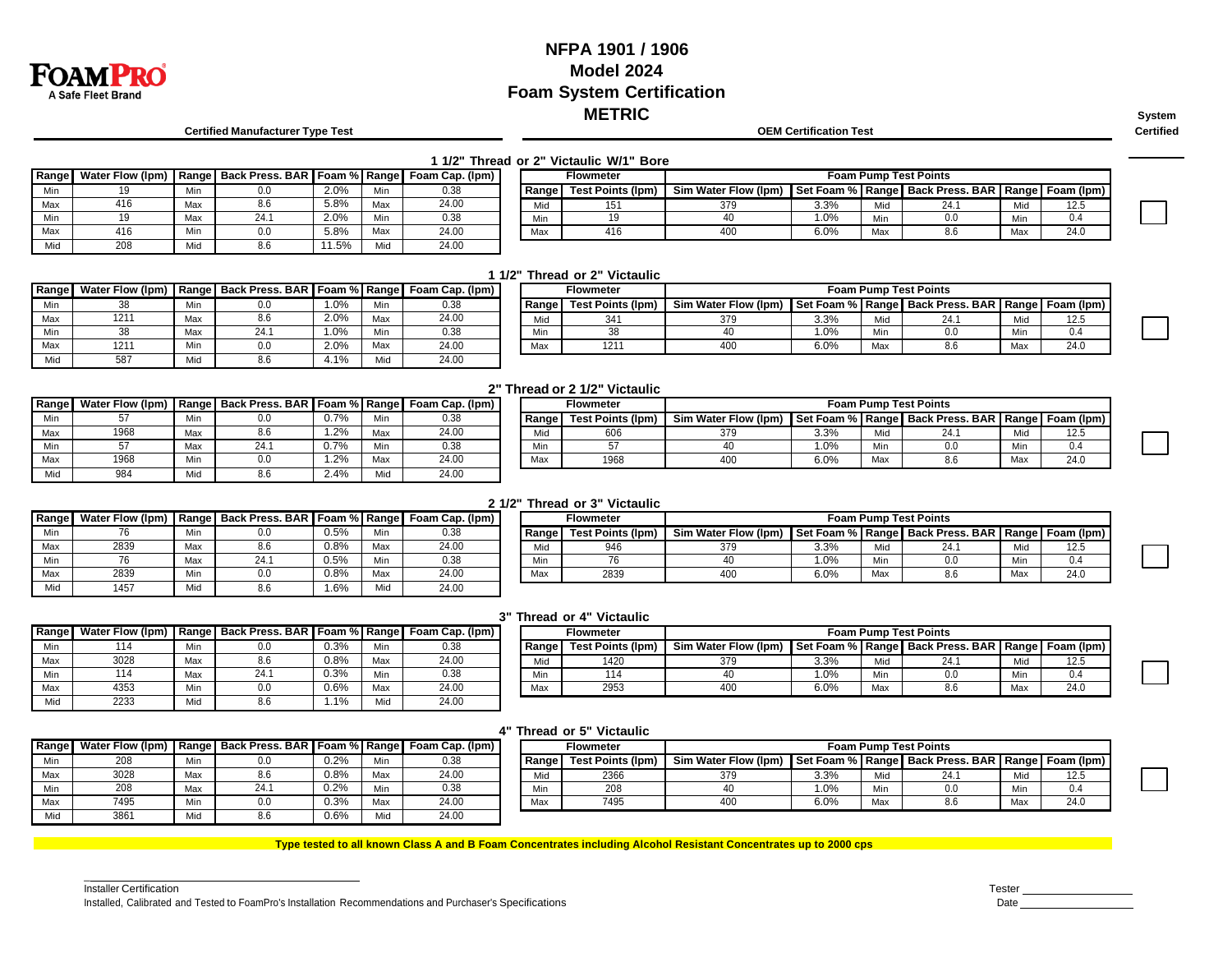FOAMPRO
A Safe Fleet Brand

# NFPA 1901 / 1906
# Model 2024
# Foam System Certification
# METRIC

**Certified Manufacturer Type Test** | **OEM Certification Test** | **System Certified**

## 1 1/2" Thread or 2" Victaulic W/1" Bore

| Range | Water Flow (lpm) | Range | Back Press. BAR | Foam % | Range | Foam Cap. (lpm) |
|---|---|---|---|---|---|---|
| Min | 19 | Min | 0.0 | 2.0% | Min | 0.38 |
| Max | 416 | Max | 8.6 | 5.8% | Max | 24.00 |
| Min | 19 | Max | 24.1 | 2.0% | Min | 0.38 |
| Max | 416 | Min | 0.0 | 5.8% | Max | 24.00 |
| Mid | 208 | Mid | 8.6 | 11.5% | Mid | 24.00 |

| Flowmeter | | Foam Pump Test Points | | | | | |
|---|---|---|---|---|---|---|---|
| Range | Test Points (lpm) | Sim Water Flow (lpm) | Set Foam % | Range | Back Press. BAR | Range | Foam (lpm) |
| Mid | 151 | 379 | 3.3% | Mid | 24.1 | Mid | 12.5 |
| Min | 19 | 40 | 1.0% | Min | 0.0 | Min | 0.4 |
| Max | 416 | 400 | 6.0% | Max | 8.6 | Max | 24.0 |

☐

## 1 1/2" Thread or 2" Victaulic

| Range | Water Flow (lpm) | Range | Back Press. BAR | Foam % | Range | Foam Cap. (lpm) |
|---|---|---|---|---|---|---|
| Min | 38 | Min | 0.0 | 1.0% | Min | 0.38 |
| Max | 1211 | Max | 8.6 | 2.0% | Max | 24.00 |
| Min | 38 | Max | 24.1 | 1.0% | Min | 0.38 |
| Max | 1211 | Min | 0.0 | 2.0% | Max | 24.00 |
| Mid | 587 | Mid | 8.6 | 4.1% | Mid | 24.00 |

| Flowmeter | | Foam Pump Test Points | | | | | |
|---|---|---|---|---|---|---|---|
| Range | Test Points (lpm) | Sim Water Flow (lpm) | Set Foam % | Range | Back Press. BAR | Range | Foam (lpm) |
| Mid | 341 | 379 | 3.3% | Mid | 24.1 | Mid | 12.5 |
| Min | 38 | 40 | 1.0% | Min | 0.0 | Min | 0.4 |
| Max | 1211 | 400 | 6.0% | Max | 8.6 | Max | 24.0 |

☐

## 2" Thread or 2 1/2" Victaulic

| Range | Water Flow (lpm) | Range | Back Press. BAR | Foam % | Range | Foam Cap. (lpm) |
|---|---|---|---|---|---|---|
| Min | 57 | Min | 0.0 | 0.7% | Min | 0.38 |
| Max | 1968 | Max | 8.6 | 1.2% | Max | 24.00 |
| Min | 57 | Max | 24.1 | 0.7% | Min | 0.38 |
| Max | 1968 | Min | 0.0 | 1.2% | Max | 24.00 |
| Mid | 984 | Mid | 8.6 | 2.4% | Mid | 24.00 |

| Flowmeter | | Foam Pump Test Points | | | | | |
|---|---|---|---|---|---|---|---|
| Range | Test Points (lpm) | Sim Water Flow (lpm) | Set Foam % | Range | Back Press. BAR | Range | Foam (lpm) |
| Mid | 606 | 379 | 3.3% | Mid | 24.1 | Mid | 12.5 |
| Min | 57 | 40 | 1.0% | Min | 0.0 | Min | 0.4 |
| Max | 1968 | 400 | 6.0% | Max | 8.6 | Max | 24.0 |

☐

## 2 1/2" Thread or 3" Victaulic

| Range | Water Flow (lpm) | Range | Back Press. BAR | Foam % | Range | Foam Cap. (lpm) |
|---|---|---|---|---|---|---|
| Min | 76 | Min | 0.0 | 0.5% | Min | 0.38 |
| Max | 2839 | Max | 8.6 | 0.8% | Max | 24.00 |
| Min | 76 | Max | 24.1 | 0.5% | Min | 0.38 |
| Max | 2839 | Min | 0.0 | 0.8% | Max | 24.00 |
| Mid | 1457 | Mid | 8.6 | 1.6% | Mid | 24.00 |

| Flowmeter | | Foam Pump Test Points | | | | | |
|---|---|---|---|---|---|---|---|
| Range | Test Points (lpm) | Sim Water Flow (lpm) | Set Foam % | Range | Back Press. BAR | Range | Foam (lpm) |
| Mid | 946 | 379 | 3.3% | Mid | 24.1 | Mid | 12.5 |
| Min | 76 | 40 | 1.0% | Min | 0.0 | Min | 0.4 |
| Max | 2839 | 400 | 6.0% | Max | 8.6 | Max | 24.0 |

☐

## 3" Thread or 4" Victaulic

| Range | Water Flow (lpm) | Range | Back Press. BAR | Foam % | Range | Foam Cap. (lpm) |
|---|---|---|---|---|---|---|
| Min | 114 | Min | 0.0 | 0.3% | Min | 0.38 |
| Max | 3028 | Max | 8.6 | 0.8% | Max | 24.00 |
| Min | 114 | Max | 24.1 | 0.3% | Min | 0.38 |
| Max | 4353 | Min | 0.0 | 0.6% | Max | 24.00 |
| Mid | 2233 | Mid | 8.6 | 1.1% | Mid | 24.00 |

| Flowmeter | | Foam Pump Test Points | | | | | |
|---|---|---|---|---|---|---|---|
| Range | Test Points (lpm) | Sim Water Flow (lpm) | Set Foam % | Range | Back Press. BAR | Range | Foam (lpm) |
| Mid | 1420 | 379 | 3.3% | Mid | 24.1 | Mid | 12.5 |
| Min | 114 | 40 | 1.0% | Min | 0.0 | Min | 0.4 |
| Max | 2953 | 400 | 6.0% | Max | 8.6 | Max | 24.0 |

☐

## 4" Thread or 5" Victaulic

| Range | Water Flow (lpm) | Range | Back Press. BAR | Foam % | Range | Foam Cap. (lpm) |
|---|---|---|---|---|---|---|
| Min | 208 | Min | 0.0 | 0.2% | Min | 0.38 |
| Max | 3028 | Max | 8.6 | 0.8% | Max | 24.00 |
| Min | 208 | Max | 24.1 | 0.2% | Min | 0.38 |
| Max | 7495 | Min | 0.0 | 0.3% | Max | 24.00 |
| Mid | 3861 | Mid | 8.6 | 0.6% | Mid | 24.00 |

| Flowmeter | | Foam Pump Test Points | | | | | |
|---|---|---|---|---|---|---|---|
| Range | Test Points (lpm) | Sim Water Flow (lpm) | Set Foam % | Range | Back Press. BAR | Range | Foam (lpm) |
| Mid | 2366 | 379 | 3.3% | Mid | 24.1 | Mid | 12.5 |
| Min | 208 | 40 | 1.0% | Min | 0.0 | Min | 0.4 |
| Max | 7495 | 400 | 6.0% | Max | 8.6 | Max | 24.0 |

☐

**Type tested to all known Class A and B Foam Concentrates including Alcohol Resistant Concentrates up to 2000 cps**

______________________________
Installer Certification
Installed, Calibrated and Tested to FoamPro's Installation Recommendations and Purchaser's Specifications

Tester ____________________
Date ____________________